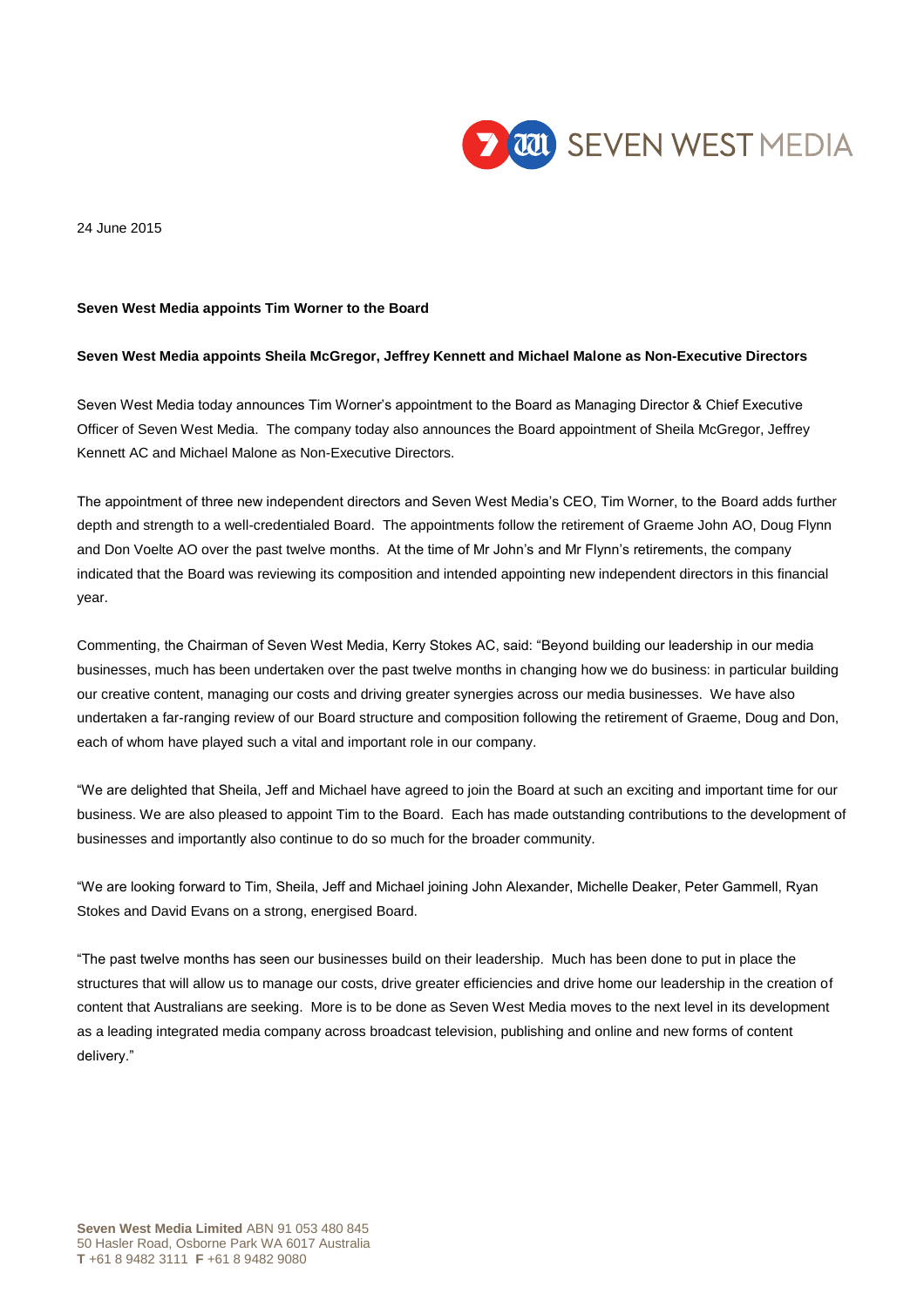24 June 2015

**Seven West Media appoints Tim Worner to the Board**

**Seven West Media appoints Sheila McGregor, Jeffrey Kennett and Michael Malone as Non-Executive Directors**

Seven West Media today announces Tim Worner's appointment to the Board as Managing Director & Chief Executive Officer of Seven West Media. The company today also announces the Board appointment of Sheila McGregor, Jeffrey Kennett AC and Michael Malone as Non-Executive Directors.

The appointment of three new independent directors and Seven West Media's CEO, Tim Worner, to the Board adds further depth and strength to a well-credentialed Board. The appointments follow the retirement of Graeme John AO, Doug Flynn and Don Voelte AO over the past twelve months. At the time of Mr John's and Mr Flynn's retirements, the company indicated that the Board was reviewing its composition and intended appointing new independent directors in this financial year.

Commenting, the Chairman of Seven West Media, Kerry Stokes AC, said: "Beyond building our leadership in our media businesses, much has been undertaken over the past twelve months in changing how we do business: in particular building our creative content, managing our costs and driving greater synergies across our media businesses. We have also undertaken a far-ranging review of our Board structure and composition following the retirement of Graeme, Doug and Don, each of whom have played such a vital and important role in our company.

"We are delighted that Sheila, Jeff and Michael have agreed to join the Board at such an exciting and important time for our business. We are also pleased to appoint Tim to the Board. Each has made outstanding contributions to the development of businesses and importantly also continue to do so much for the broader community.

"We are looking forward to Tim, Sheila, Jeff and Michael joining John Alexander, Michelle Deaker, Peter Gammell, Ryan Stokes and David Evans on a strong, energised Board.

"The past twelve months has seen our businesses build on their leadership. Much has been done to put in place the structures that will allow us to manage our costs, drive greater efficiencies and drive home our leadership in the creation of content that Australians are seeking. More is to be done as Seven West Media moves to the next level in its development as a leading integrated media company across broadcast television, publishing and online and new forms of content delivery."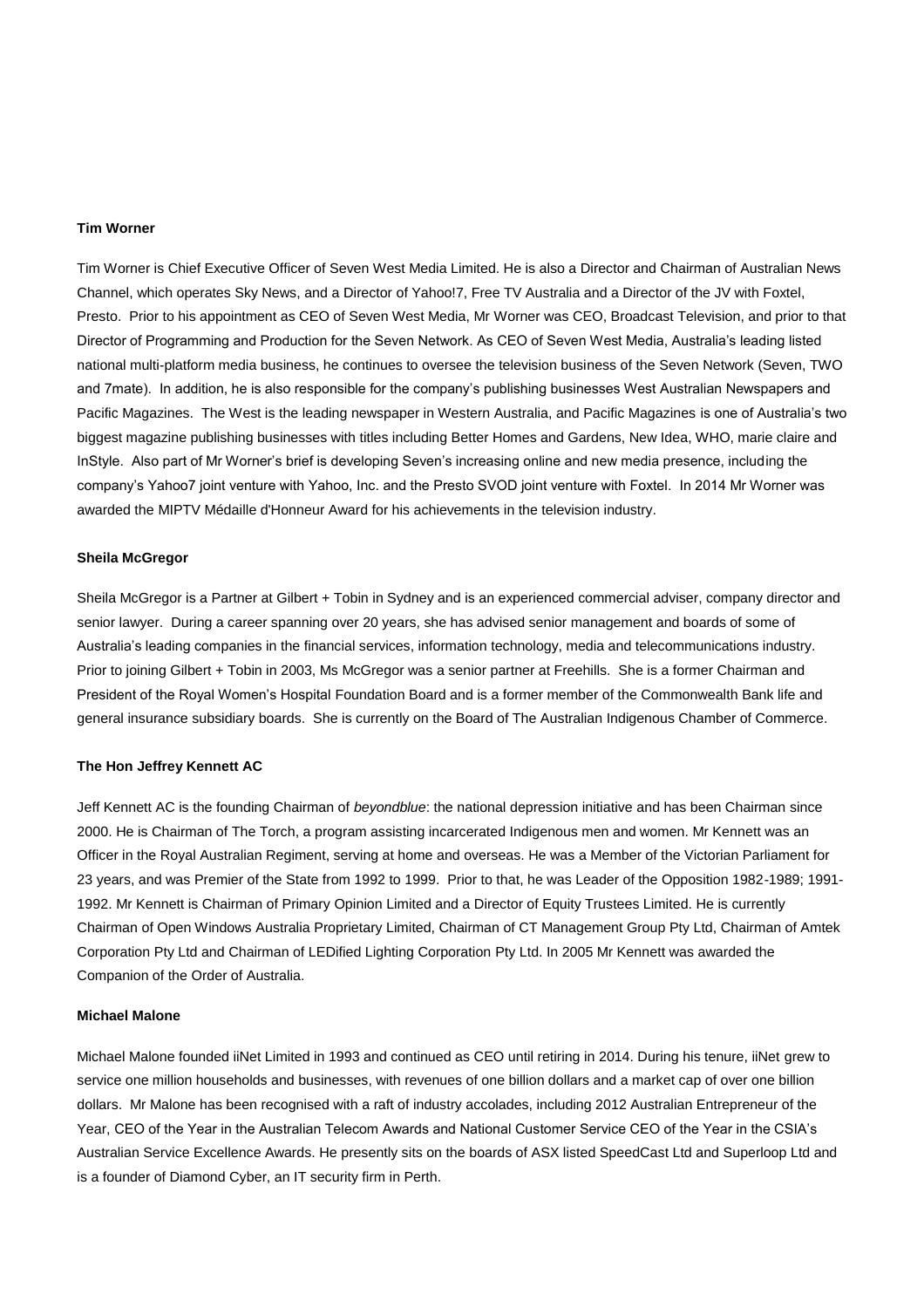**Tim Worner**

Tim Worner is Chief Executive Officer of Seven West Media Limited. He is also a Director and Chairman of Australian News Channel, which operates Sky News, and a Director of Yahoo!7, Free TV Australia and a Director of the JV with Foxtel, Presto. Prior to his appointment as CEO of Seven West Media, Mr Worner was CEO, Broadcast Television, and prior to that Director of Programming and Production for the Seven Network. As CEO of Seven West Media, Australia's leading listed national multi-platform media business, he continues to oversee the television business of the Seven Network (Seven, TWO and 7mate). In addition, he is also responsible for the company's publishing businesses West Australian Newspapers and Pacific Magazines. The West is the leading newspaper in Western Australia, and Pacific Magazines is one of Australia's two biggest magazine publishing businesses with titles including Better Homes and Gardens, New Idea, WHO, marie claire and InStyle. Also part of Mr Worner's brief is developing Seven's increasing online and new media presence, including the company's Yahoo7 joint venture with Yahoo, Inc. and the Presto SVOD joint venture with Foxtel. In 2014 Mr Worner was awarded the MIPTV Médaille d'Honneur Award for his achievements in the television industry.

**Sheila McGregor**

Sheila McGregor is a Partner at Gilbert + Tobin in Sydney and is an experienced commercial adviser, company director and senior lawyer. During a career spanning over 20 years, she has advised senior management and boards of some of Australia's leading companies in the financial services, information technology, media and telecommunications industry. Prior to joining Gilbert + Tobin in 2003, Ms McGregor was a senior partner at Freehills. She is a former Chairman and President of the Royal Women's Hospital Foundation Board and is a former member of the Commonwealth Bank life and general insurance subsidiary boards. She is currently on the Board of The Australian Indigenous Chamber of Commerce.

**The Hon Jeffrey Kennett AC**

Jeff Kennett AC is the founding Chairman of *beyondblue*: the national depression initiative and has been Chairman since 2000. He is Chairman of The Torch, a program assisting incarcerated Indigenous men and women. Mr Kennett was an Officer in the Royal Australian Regiment, serving at home and overseas. He was a Member of the Victorian Parliament for 23 years, and was Premier of the State from 1992 to 1999. Prior to that, he was Leader of the Opposition 1982-1989; 1991-1992. Mr Kennett is Chairman of Primary Opinion Limited and a Director of Equity Trustees Limited. He is currently Chairman of Open Windows Australia Proprietary Limited, Chairman of CT Management Group Pty Ltd, Chairman of Amtek Corporation Pty Ltd and Chairman of LEDified Lighting Corporation Pty Ltd. In 2005 Mr Kennett was awarded the Companion of the Order of Australia.

**Michael Malone**

Michael Malone founded iiNet Limited in 1993 and continued as CEO until retiring in 2014. During his tenure, iiNet grew to service one million households and businesses, with revenues of one billion dollars and a market cap of over one billion dollars. Mr Malone has been recognised with a raft of industry accolades, including 2012 Australian Entrepreneur of the Year, CEO of the Year in the Australian Telecom Awards and National Customer Service CEO of the Year in the CSIA's Australian Service Excellence Awards. He presently sits on the boards of ASX listed SpeedCast Ltd and Superloop Ltd and is a founder of Diamond Cyber, an IT security firm in Perth.